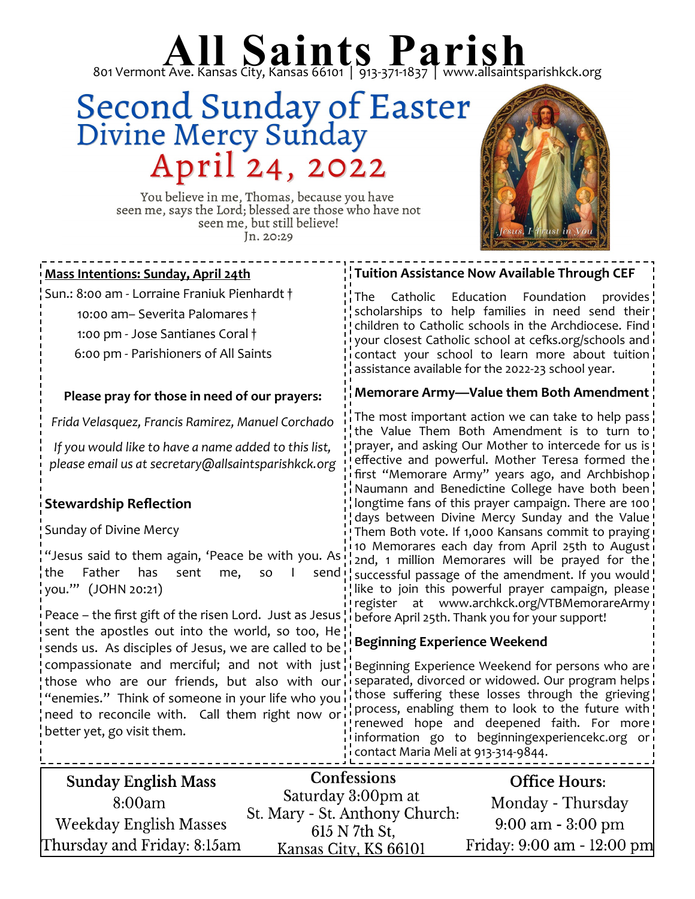# All Saints Parish

801 Vermont Ave. Kansas City, Kansas 66101 | 913-371-1837 | www.allsaintsparishkck.org

## Second Sunday of Easter
## Divine Mercy Sunday
## April 24, 2022

You believe in me, Thomas, because you have seen me, says the Lord; blessed are those who have not seen me, but still believe!
Jn. 20:29

Jesus, I Trust in You

**Mass Intentions: Sunday, April 24th**

Sun.: 8:00 am - Lorraine Franiuk Pienhardt †
10:00 am– Severita Palomares †
1:00 pm - Jose Santianes Coral †
6:00 pm - Parishioners of All Saints

**Please pray for those in need of our prayers:**

*Frida Velasquez, Francis Ramirez, Manuel Corchado*

*If you would like to have a name added to this list, please email us at secretary@allsaintsparishkck.org*

### Stewardship Reflection

Sunday of Divine Mercy

"Jesus said to them again, 'Peace be with you. As the Father has sent me, so I send you.'" (JOHN 20:21)

Peace – the first gift of the risen Lord. Just as Jesus sent the apostles out into the world, so too, He sends us. As disciples of Jesus, we are called to be compassionate and merciful; and not with just those who are our friends, but also with our "enemies." Think of someone in your life who you need to reconcile with. Call them right now or better yet, go visit them.

### Tuition Assistance Now Available Through CEF

The Catholic Education Foundation provides scholarships to help families in need send their children to Catholic schools in the Archdiocese. Find your closest Catholic school at cefks.org/schools and contact your school to learn more about tuition assistance available for the 2022-23 school year.

### Memorare Army—Value them Both Amendment

The most important action we can take to help pass the Value Them Both Amendment is to turn to prayer, and asking Our Mother to intercede for us is effective and powerful. Mother Teresa formed the first "Memorare Army" years ago, and Archbishop Naumann and Benedictine College have both been longtime fans of this prayer campaign. There are 100 days between Divine Mercy Sunday and the Value Them Both vote. If 1,000 Kansans commit to praying 10 Memorares each day from April 25th to August 2nd, 1 million Memorares will be prayed for the successful passage of the amendment. If you would like to join this powerful prayer campaign, please register at www.archkck.org/VTBMemorareArmy before April 25th. Thank you for your support!

### Beginning Experience Weekend

Beginning Experience Weekend for persons who are separated, divorced or widowed. Our program helps those suffering these losses through the grieving process, enabling them to look to the future with renewed hope and deepened faith. For more information go to beginningexperiencekc.org or contact Maria Meli at 913-314-9844.

**Sunday English Mass**
8:00am
Weekday English Masses
Thursday and Friday: 8:15am

**Confessions**
Saturday 3:00pm at
St. Mary - St. Anthony Church:
615 N 7th St,
Kansas City, KS 66101

**Office Hours:**
Monday - Thursday
9:00 am - 3:00 pm
Friday: 9:00 am - 12:00 pm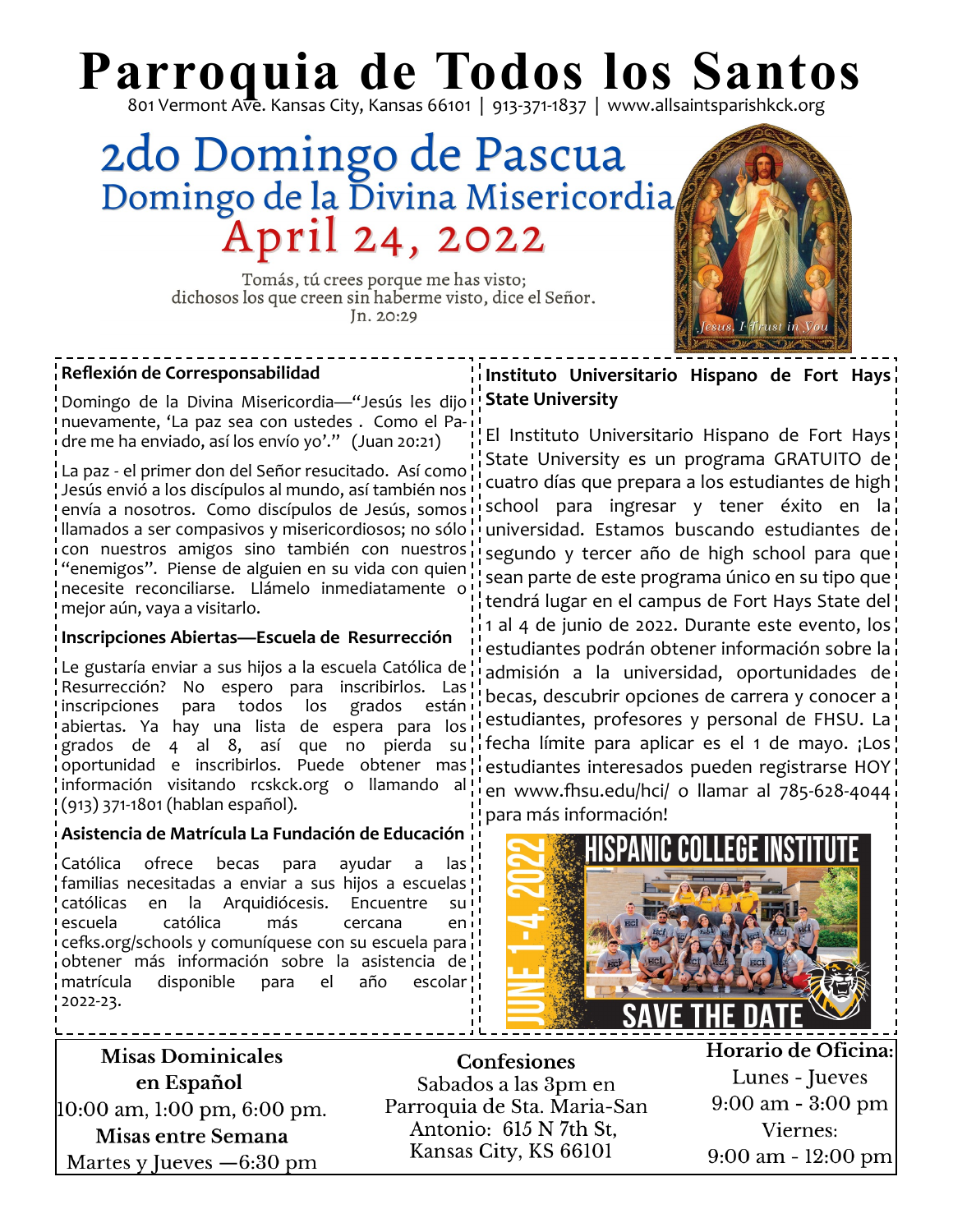# Parroquia de Todos los Santos

801 Vermont Ave. Kansas City, Kansas 66101 | 913-371-1837 | www.allsaintsparishkck.org

## 2do Domingo de Pascua
## Domingo de la Divina Misericordia
## April 24, 2022

Tomás, tú crees porque me has visto;
dichosos los que creen sin haberme visto, dice el Señor.
Jn. 20:29

### Reflexión de Corresponsabilidad

Domingo de la Divina Misericordia—"Jesús les dijo nuevamente, 'La paz sea con ustedes . Como el Padre me ha enviado, así los envío yo'." (Juan 20:21)

La paz - el primer don del Señor resucitado. Así como Jesús envió a los discípulos al mundo, así también nos envía a nosotros. Como discípulos de Jesús, somos llamados a ser compasivos y misericordiosos; no sólo con nuestros amigos sino también con nuestros "enemigos". Piense de alguien en su vida con quien necesite reconciliarse. Llámelo inmediatamente o mejor aún, vaya a visitarlo.

### Inscripciones Abiertas—Escuela de Resurrección

Le gustaría enviar a sus hijos a la escuela Católica de Resurrección? No espero para inscribirlos. Las inscripciones para todos los grados están abiertas. Ya hay una lista de espera para los grados de 4 al 8, así que no pierda su oportunidad e inscribirlos. Puede obtener mas información visitando rcskck.org o llamando al (913) 371-1801 (hablan español).

### Asistencia de Matrícula La Fundación de Educación

Católica ofrece becas para ayudar a las familias necesitadas a enviar a sus hijos a escuelas católicas en la Arquidiócesis. Encuentre su escuela católica más cercana en cefks.org/schools y comuníquese con su escuela para obtener más información sobre la asistencia de matrícula disponible para el año escolar 2022-23.

### Instituto Universitario Hispano de Fort Hays State University

El Instituto Universitario Hispano de Fort Hays State University es un programa GRATUITO de cuatro días que prepara a los estudiantes de high school para ingresar y tener éxito en la universidad. Estamos buscando estudiantes de segundo y tercer año de high school para que sean parte de este programa único en su tipo que tendrá lugar en el campus de Fort Hays State del 1 al 4 de junio de 2022. Durante este evento, los estudiantes podrán obtener información sobre la admisión a la universidad, oportunidades de becas, descubrir opciones de carrera y conocer a estudiantes, profesores y personal de FHSU. La fecha límite para aplicar es el 1 de mayo. ¡Los estudiantes interesados pueden registrarse HOY en www.fhsu.edu/hci/ o llamar al 785-628-4044 para más información!

HISPANIC COLLEGE INSTITUTE
JUNE 1-4, 2022
SAVE THE DATE

---

**Misas Dominicales en Español**
10:00 am, 1:00 pm, 6:00 pm.
**Misas entre Semana**
Martes y Jueves —6:30 pm

**Confesiones**
Sabados a las 3pm en Parroquia de Sta. Maria-San Antonio: 615 N 7th St, Kansas City, KS 66101

**Horario de Oficina:**
Lunes - Jueves
9:00 am - 3:00 pm
Viernes:
9:00 am - 12:00 pm